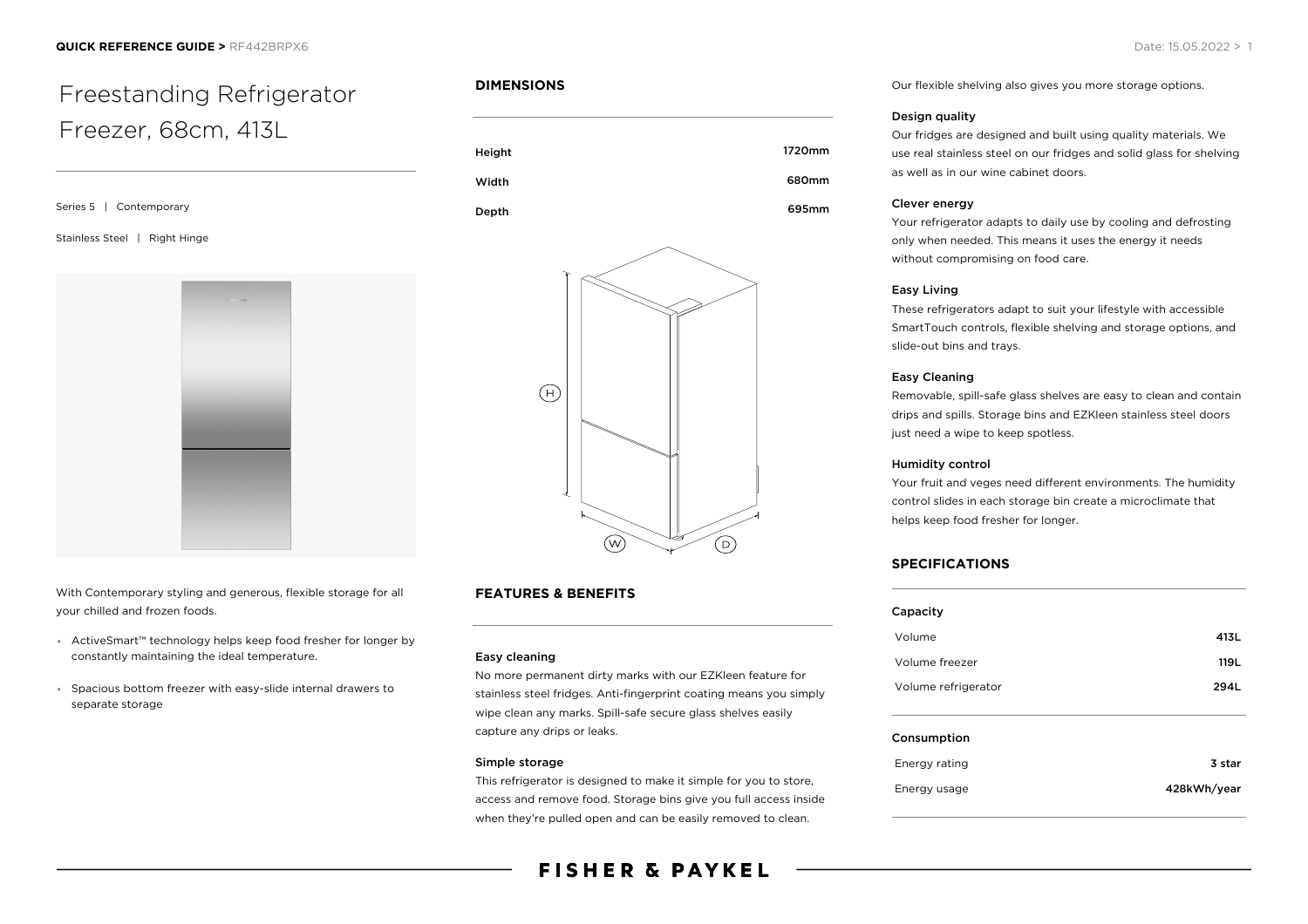**QUICK REFERENCE GUIDE >** RF442BRPX6

Date: 15.05.2022

# Freestanding Refrigerator Freezer, 68cm, 413L

Series 5 | Contemporary

Stainless Steel | Right Hinge

With Contemporary styling and generous, flexible storage for all your chilled and frozen foods.

- ActiveSmart™ technology helps keep food fresher for longer by constantly maintaining the ideal temperature.
- Spacious bottom freezer with easy-slide internal drawers to separate storage

## DIMENSIONS

| | |
|---|---|
| Height | 1720mm |
| Width | 680mm |
| Depth | 695mm |

## FEATURES & BENEFITS

### Easy cleaning

No more permanent dirty marks with our EZKleen feature for stainless steel fridges. Anti-fingerprint coating means you simply wipe clean any marks. Spill-safe secure glass shelves easily capture any drips or leaks.

### Simple storage

This refrigerator is designed to make it simple for you to store, access and remove food. Storage bins give you full access inside when they're pulled open and can be easily removed to clean. Our flexible shelving also gives you more storage options.

### Design quality

Our fridges are designed and built using quality materials. We use real stainless steel on our fridges and solid glass for shelving as well as in our wine cabinet doors.

### Clever energy

Your refrigerator adapts to daily use by cooling and defrosting only when needed. This means it uses the energy it needs without compromising on food care.

### Easy Living

These refrigerators adapt to suit your lifestyle with accessible SmartTouch controls, flexible shelving and storage options, and slide-out bins and trays.

### Easy Cleaning

Removable, spill-safe glass shelves are easy to clean and contain drips and spills. Storage bins and EZKleen stainless steel doors just need a wipe to keep spotless.

### Humidity control

Your fruit and veges need different environments. The humidity control slides in each storage bin create a microclimate that helps keep food fresher for longer.

## SPECIFICATIONS

### Capacity

| | |
|---|---|
| Volume | 413L |
| Volume freezer | 119L |
| Volume refrigerator | 294L |

### Consumption

| | |
|---|---|
| Energy rating | 3 star |
| Energy usage | 428kWh/year |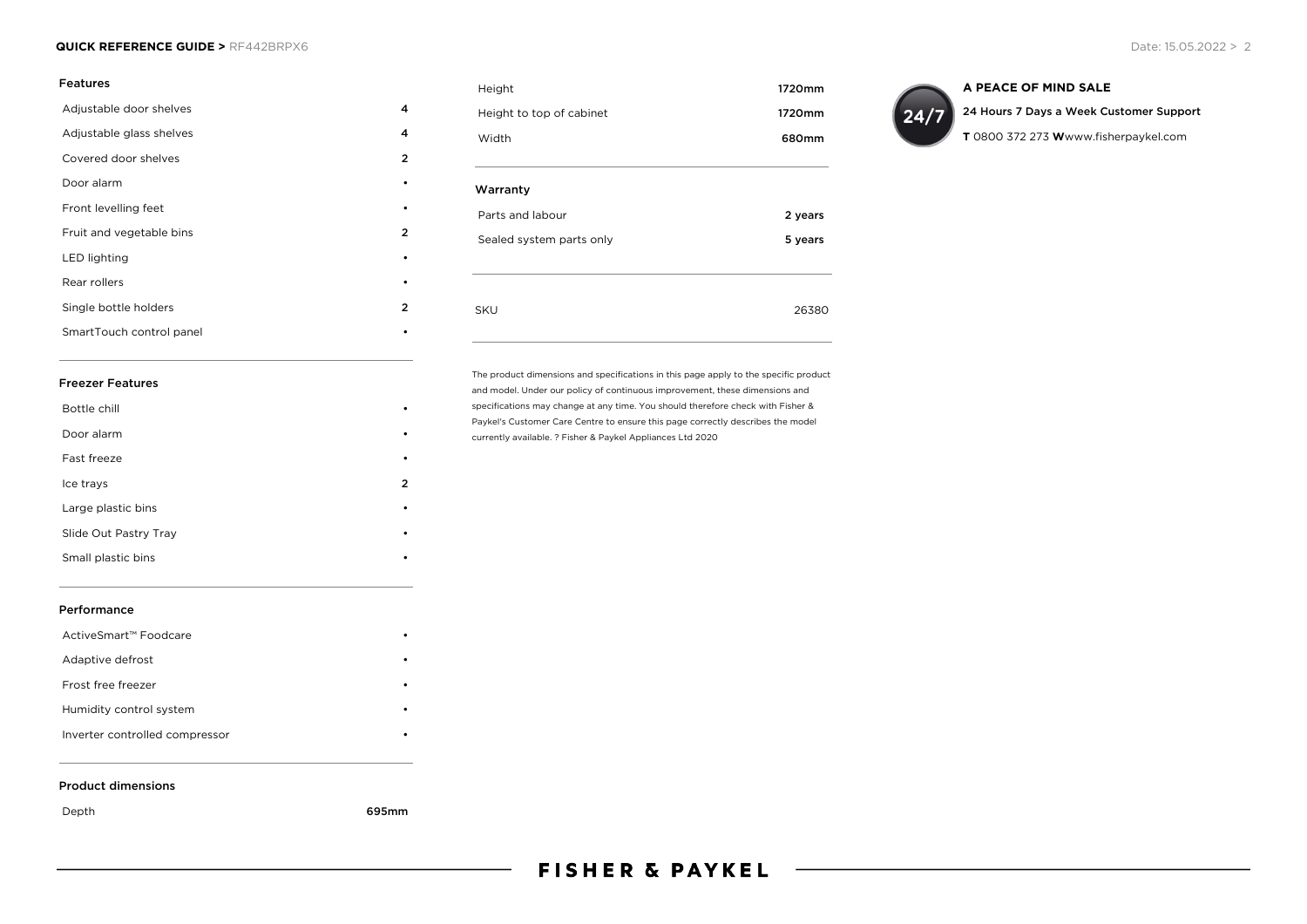### Features

| | |
|---|---|
| Adjustable door shelves | 4 |
| Adjustable glass shelves | 4 |
| Covered door shelves | 2 |
| Door alarm | • |
| Front levelling feet | • |
| Fruit and vegetable bins | 2 |
| LED lighting | • |
| Rear rollers | • |
| Single bottle holders | 2 |
| SmartTouch control panel | • |

### Freezer Features

| | |
|---|---|
| Bottle chill | • |
| Door alarm | • |
| Fast freeze | • |
| Ice trays | 2 |
| Large plastic bins | • |
| Slide Out Pastry Tray | • |
| Small plastic bins | • |

### Performance

| | |
|---|---|
| ActiveSmart™ Foodcare | • |
| Adaptive defrost | • |
| Frost free freezer | • |
| Humidity control system | • |
| Inverter controlled compressor | • |

### Product dimensions

| | |
|---|---|
| Depth | 695mm |
| Height | 1720mm |
| Height to top of cabinet | 1720mm |
| Width | 680mm |

### Warranty

| | |
|---|---|
| Parts and labour | 2 years |
| Sealed system parts only | 5 years |

| | |
|---|---|
| SKU | 26380 |

The product dimensions and specifications in this page apply to the specific product and model. Under our policy of continuous improvement, these dimensions and specifications may change at any time. You should therefore check with Fisher & Paykel's Customer Care Centre to ensure this page correctly describes the model currently available. ? Fisher & Paykel Appliances Ltd 2020

24/7

**A PEACE OF MIND SALE**

24 Hours 7 Days a Week Customer Support

**T** 0800 372 273 **W**www.fisherpaykel.com